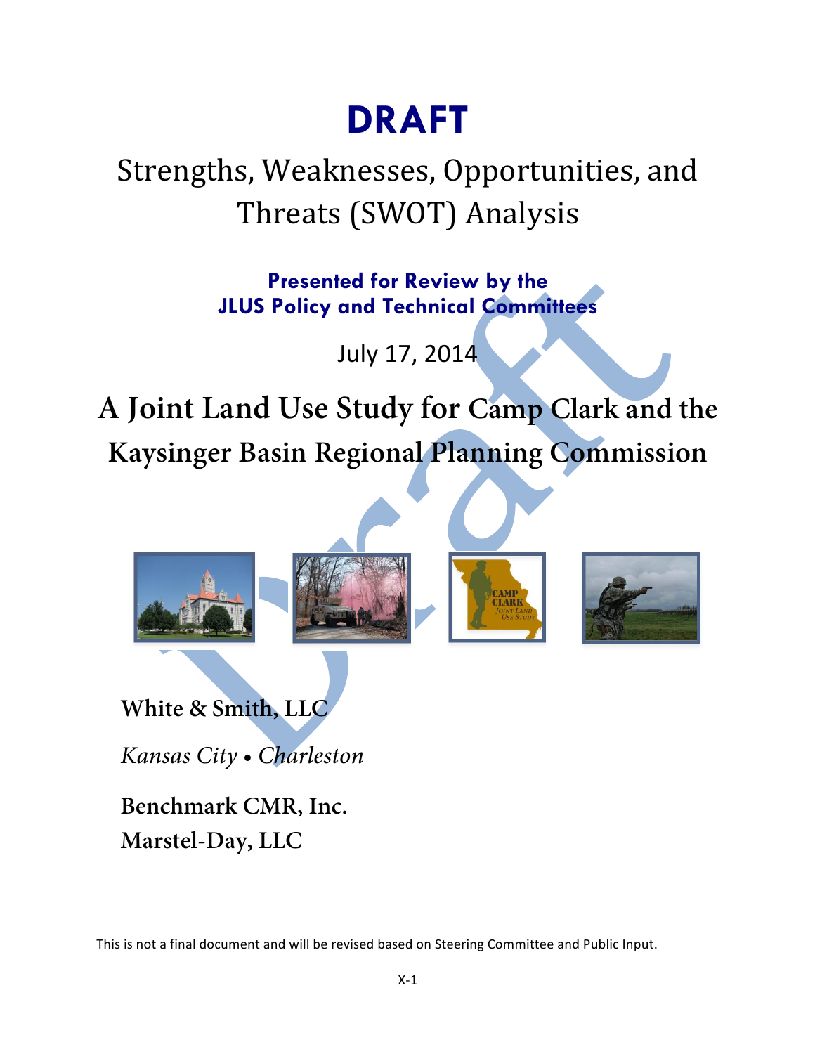# DRAFT

## Strengths, Weaknesses, Opportunities, and Threats (SWOT) Analysis

**Presented for Review by the JLUS Policy and Technical Committees**

July 17, 2014

## A Joint Land Use Study for Camp Clark and the Kaysinger Basin Regional Planning Commission

**White & Smith, LLC**

*Kansas City • Charleston*

**Benchmark CMR, Inc.**

**Marstel-Day, LLC**

This is not a final document and will be revised based on Steering Committee and Public Input.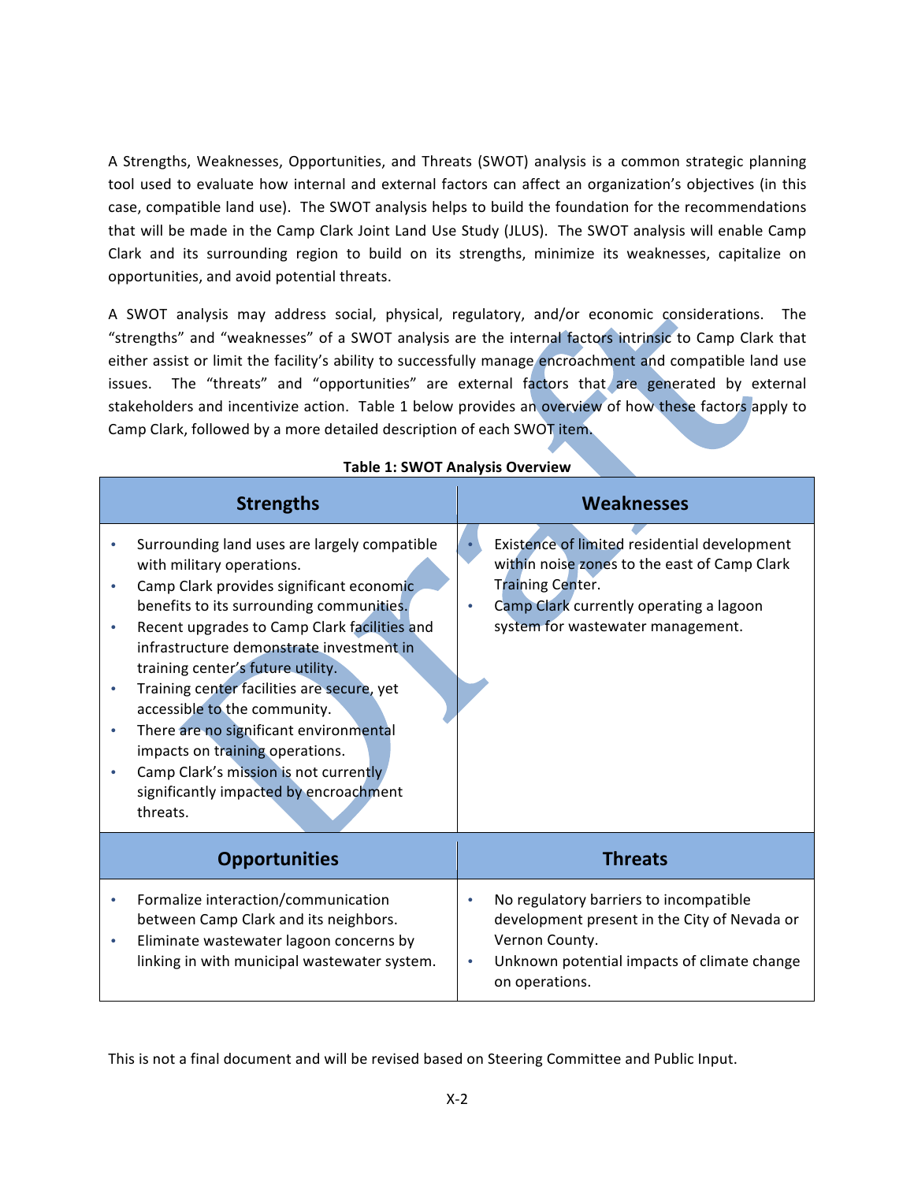A Strengths, Weaknesses, Opportunities, and Threats (SWOT) analysis is a common strategic planning tool used to evaluate how internal and external factors can affect an organization's objectives (in this case, compatible land use). The SWOT analysis helps to build the foundation for the recommendations that will be made in the Camp Clark Joint Land Use Study (JLUS). The SWOT analysis will enable Camp Clark and its surrounding region to build on its strengths, minimize its weaknesses, capitalize on opportunities, and avoid potential threats.

A SWOT analysis may address social, physical, regulatory, and/or economic considerations. The "strengths" and "weaknesses" of a SWOT analysis are the internal factors intrinsic to Camp Clark that either assist or limit the facility's ability to successfully manage encroachment and compatible land use issues. The "threats" and "opportunities" are external factors that are generated by external stakeholders and incentivize action. Table 1 below provides an overview of how these factors apply to Camp Clark, followed by a more detailed description of each SWOT item.

**Table 1: SWOT Analysis Overview**

| Strengths | Weaknesses |
|---|---|
| • Surrounding land uses are largely compatible with military operations.<br>• Camp Clark provides significant economic benefits to its surrounding communities.<br>• Recent upgrades to Camp Clark facilities and infrastructure demonstrate investment in training center's future utility.<br>• Training center facilities are secure, yet accessible to the community.<br>• There are no significant environmental impacts on training operations.<br>• Camp Clark's mission is not currently significantly impacted by encroachment threats. | • Existence of limited residential development within noise zones to the east of Camp Clark Training Center.<br>• Camp Clark currently operating a lagoon system for wastewater management. |
| **Opportunities** | **Threats** |
| • Formalize interaction/communication between Camp Clark and its neighbors.<br>• Eliminate wastewater lagoon concerns by linking in with municipal wastewater system. | • No regulatory barriers to incompatible development present in the City of Nevada or Vernon County.<br>• Unknown potential impacts of climate change on operations. |

This is not a final document and will be revised based on Steering Committee and Public Input.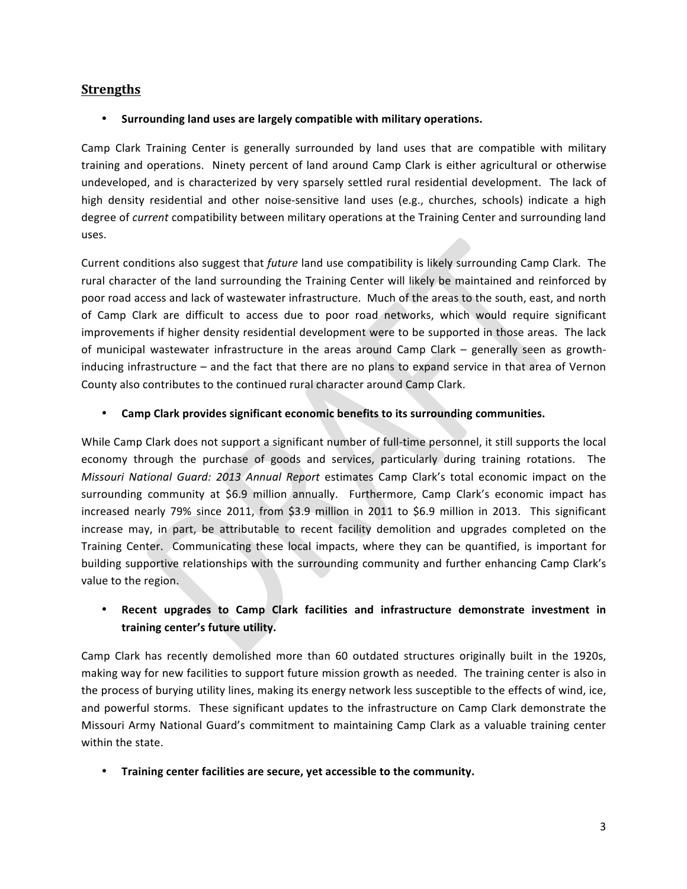## Strengths

- **Surrounding land uses are largely compatible with military operations.**

Camp Clark Training Center is generally surrounded by land uses that are compatible with military training and operations. Ninety percent of land around Camp Clark is either agricultural or otherwise undeveloped, and is characterized by very sparsely settled rural residential development. The lack of high density residential and other noise-sensitive land uses (e.g., churches, schools) indicate a high degree of *current* compatibility between military operations at the Training Center and surrounding land uses.

Current conditions also suggest that *future* land use compatibility is likely surrounding Camp Clark. The rural character of the land surrounding the Training Center will likely be maintained and reinforced by poor road access and lack of wastewater infrastructure. Much of the areas to the south, east, and north of Camp Clark are difficult to access due to poor road networks, which would require significant improvements if higher density residential development were to be supported in those areas. The lack of municipal wastewater infrastructure in the areas around Camp Clark – generally seen as growth-inducing infrastructure – and the fact that there are no plans to expand service in that area of Vernon County also contributes to the continued rural character around Camp Clark.

- **Camp Clark provides significant economic benefits to its surrounding communities.**

While Camp Clark does not support a significant number of full-time personnel, it still supports the local economy through the purchase of goods and services, particularly during training rotations. The *Missouri National Guard: 2013 Annual Report* estimates Camp Clark's total economic impact on the surrounding community at $6.9 million annually. Furthermore, Camp Clark's economic impact has increased nearly 79% since 2011, from $3.9 million in 2011 to $6.9 million in 2013. This significant increase may, in part, be attributable to recent facility demolition and upgrades completed on the Training Center. Communicating these local impacts, where they can be quantified, is important for building supportive relationships with the surrounding community and further enhancing Camp Clark's value to the region.

- **Recent upgrades to Camp Clark facilities and infrastructure demonstrate investment in training center's future utility.**

Camp Clark has recently demolished more than 60 outdated structures originally built in the 1920s, making way for new facilities to support future mission growth as needed. The training center is also in the process of burying utility lines, making its energy network less susceptible to the effects of wind, ice, and powerful storms. These significant updates to the infrastructure on Camp Clark demonstrate the Missouri Army National Guard's commitment to maintaining Camp Clark as a valuable training center within the state.

- **Training center facilities are secure, yet accessible to the community.**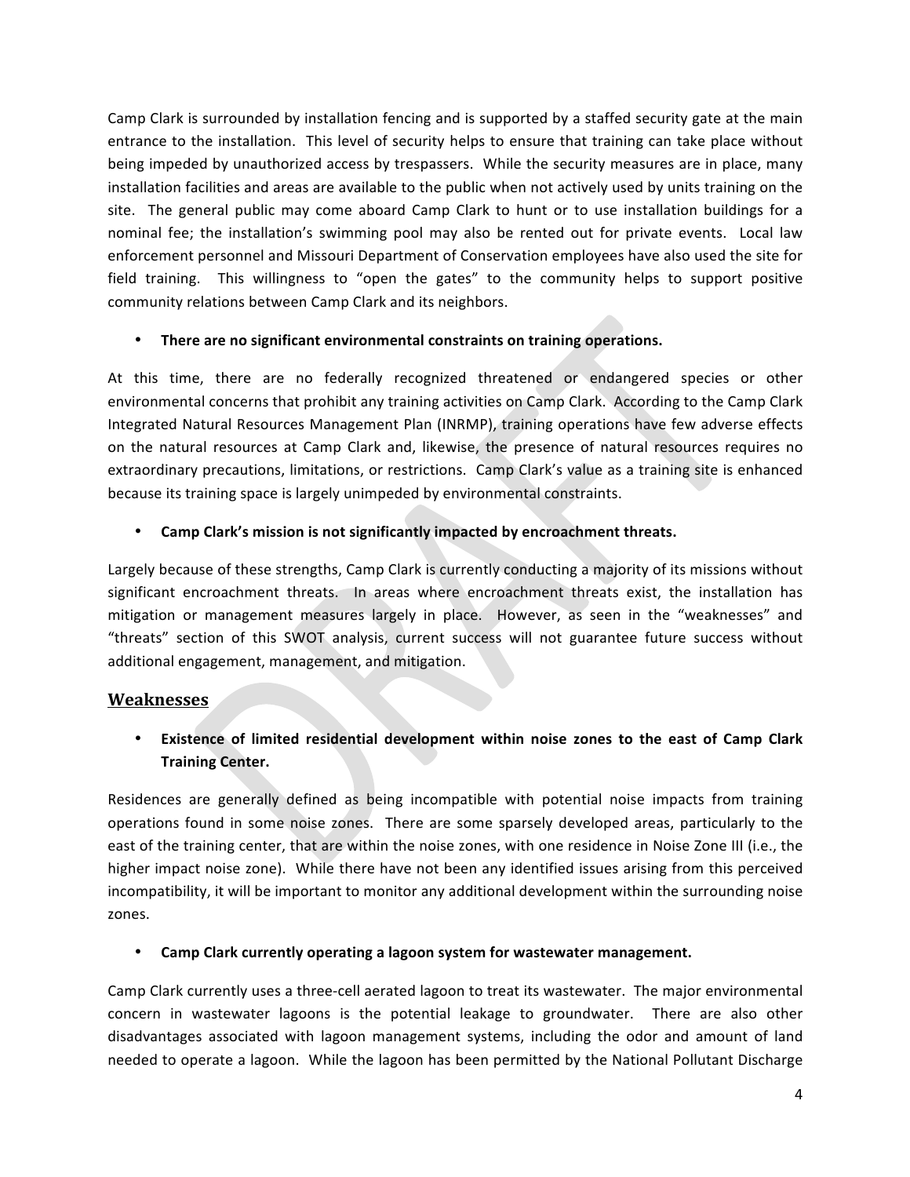Camp Clark is surrounded by installation fencing and is supported by a staffed security gate at the main entrance to the installation. This level of security helps to ensure that training can take place without being impeded by unauthorized access by trespassers. While the security measures are in place, many installation facilities and areas are available to the public when not actively used by units training on the site. The general public may come aboard Camp Clark to hunt or to use installation buildings for a nominal fee; the installation's swimming pool may also be rented out for private events. Local law enforcement personnel and Missouri Department of Conservation employees have also used the site for field training. This willingness to "open the gates" to the community helps to support positive community relations between Camp Clark and its neighbors.

- **There are no significant environmental constraints on training operations.**

At this time, there are no federally recognized threatened or endangered species or other environmental concerns that prohibit any training activities on Camp Clark. According to the Camp Clark Integrated Natural Resources Management Plan (INRMP), training operations have few adverse effects on the natural resources at Camp Clark and, likewise, the presence of natural resources requires no extraordinary precautions, limitations, or restrictions. Camp Clark's value as a training site is enhanced because its training space is largely unimpeded by environmental constraints.

- **Camp Clark's mission is not significantly impacted by encroachment threats.**

Largely because of these strengths, Camp Clark is currently conducting a majority of its missions without significant encroachment threats. In areas where encroachment threats exist, the installation has mitigation or management measures largely in place. However, as seen in the "weaknesses" and "threats" section of this SWOT analysis, current success will not guarantee future success without additional engagement, management, and mitigation.

## Weaknesses

- **Existence of limited residential development within noise zones to the east of Camp Clark Training Center.**

Residences are generally defined as being incompatible with potential noise impacts from training operations found in some noise zones. There are some sparsely developed areas, particularly to the east of the training center, that are within the noise zones, with one residence in Noise Zone III (i.e., the higher impact noise zone). While there have not been any identified issues arising from this perceived incompatibility, it will be important to monitor any additional development within the surrounding noise zones.

- **Camp Clark currently operating a lagoon system for wastewater management.**

Camp Clark currently uses a three-cell aerated lagoon to treat its wastewater. The major environmental concern in wastewater lagoons is the potential leakage to groundwater. There are also other disadvantages associated with lagoon management systems, including the odor and amount of land needed to operate a lagoon. While the lagoon has been permitted by the National Pollutant Discharge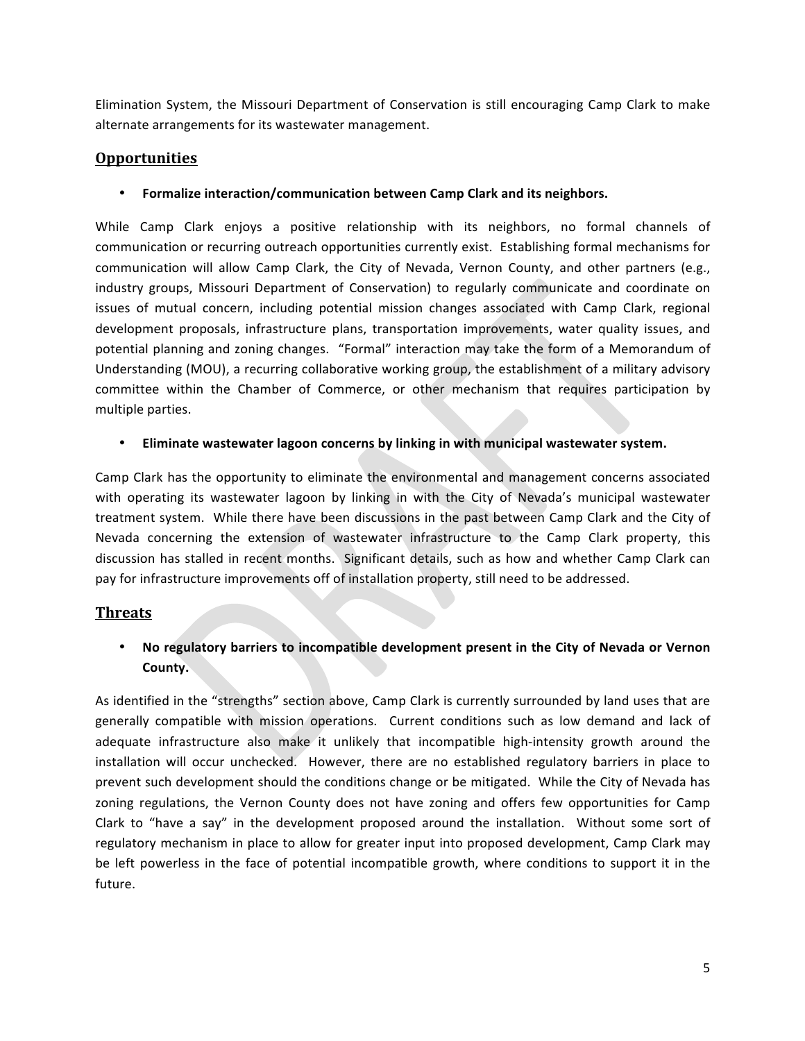Elimination System, the Missouri Department of Conservation is still encouraging Camp Clark to make alternate arrangements for its wastewater management.

## Opportunities

- **Formalize interaction/communication between Camp Clark and its neighbors.**

While Camp Clark enjoys a positive relationship with its neighbors, no formal channels of communication or recurring outreach opportunities currently exist. Establishing formal mechanisms for communication will allow Camp Clark, the City of Nevada, Vernon County, and other partners (e.g., industry groups, Missouri Department of Conservation) to regularly communicate and coordinate on issues of mutual concern, including potential mission changes associated with Camp Clark, regional development proposals, infrastructure plans, transportation improvements, water quality issues, and potential planning and zoning changes. "Formal" interaction may take the form of a Memorandum of Understanding (MOU), a recurring collaborative working group, the establishment of a military advisory committee within the Chamber of Commerce, or other mechanism that requires participation by multiple parties.

- **Eliminate wastewater lagoon concerns by linking in with municipal wastewater system.**

Camp Clark has the opportunity to eliminate the environmental and management concerns associated with operating its wastewater lagoon by linking in with the City of Nevada's municipal wastewater treatment system. While there have been discussions in the past between Camp Clark and the City of Nevada concerning the extension of wastewater infrastructure to the Camp Clark property, this discussion has stalled in recent months. Significant details, such as how and whether Camp Clark can pay for infrastructure improvements off of installation property, still need to be addressed.

## Threats

- **No regulatory barriers to incompatible development present in the City of Nevada or Vernon County.**

As identified in the "strengths" section above, Camp Clark is currently surrounded by land uses that are generally compatible with mission operations. Current conditions such as low demand and lack of adequate infrastructure also make it unlikely that incompatible high-intensity growth around the installation will occur unchecked. However, there are no established regulatory barriers in place to prevent such development should the conditions change or be mitigated. While the City of Nevada has zoning regulations, the Vernon County does not have zoning and offers few opportunities for Camp Clark to "have a say" in the development proposed around the installation. Without some sort of regulatory mechanism in place to allow for greater input into proposed development, Camp Clark may be left powerless in the face of potential incompatible growth, where conditions to support it in the future.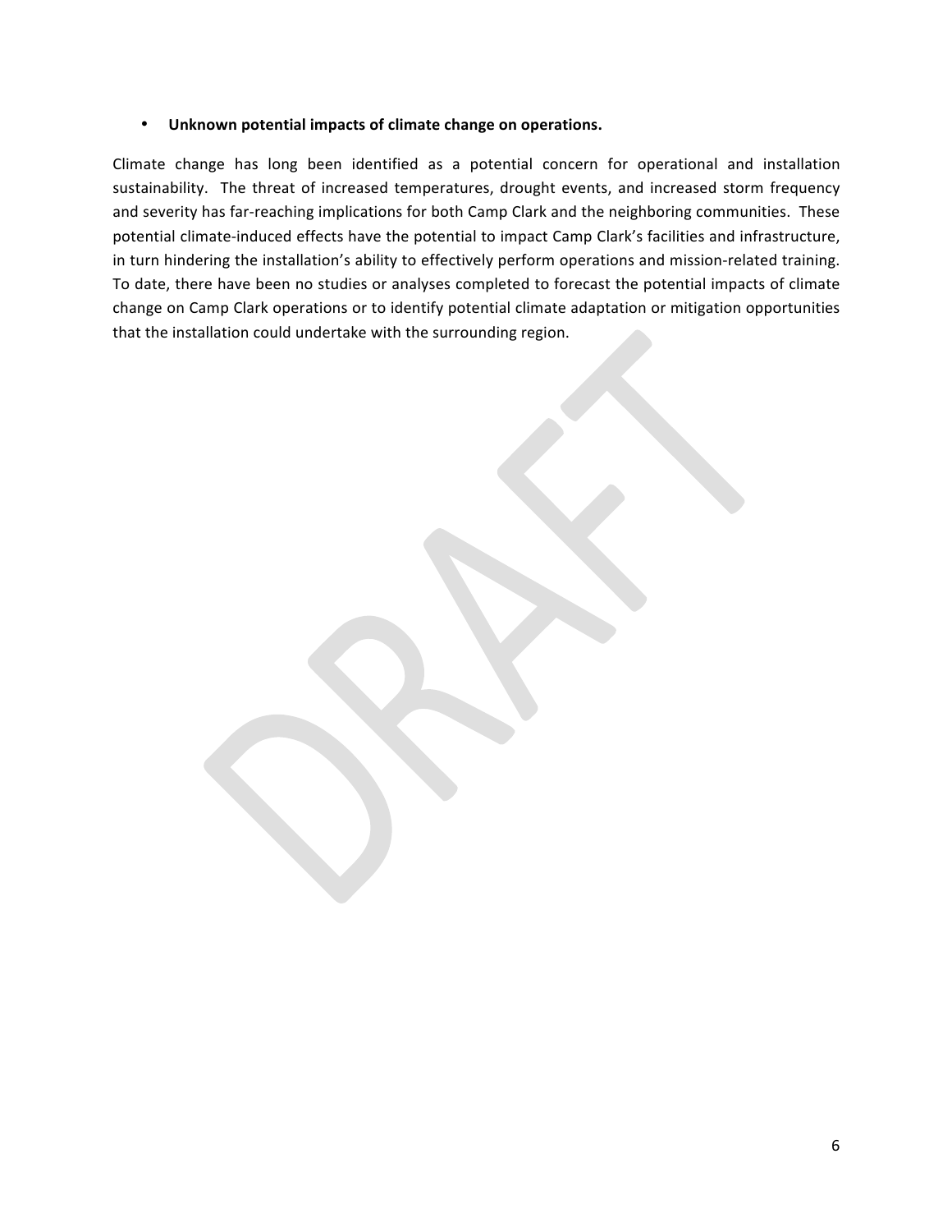- **Unknown potential impacts of climate change on operations.**

Climate change has long been identified as a potential concern for operational and installation sustainability. The threat of increased temperatures, drought events, and increased storm frequency and severity has far-reaching implications for both Camp Clark and the neighboring communities. These potential climate-induced effects have the potential to impact Camp Clark's facilities and infrastructure, in turn hindering the installation's ability to effectively perform operations and mission-related training. To date, there have been no studies or analyses completed to forecast the potential impacts of climate change on Camp Clark operations or to identify potential climate adaptation or mitigation opportunities that the installation could undertake with the surrounding region.